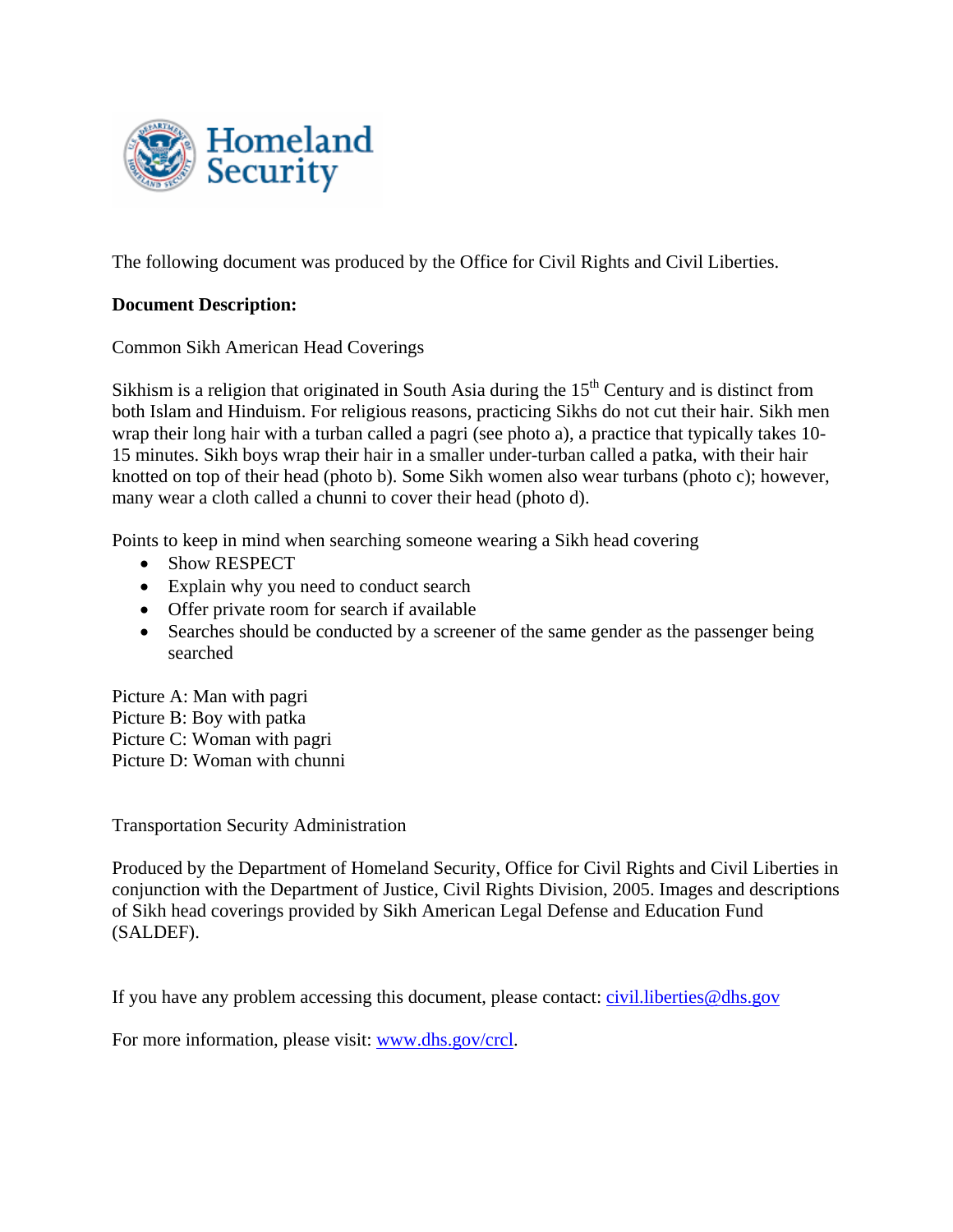The following document was produced by the Office for Civil Rights and Civil Liberties.

**Document Description:**

Common Sikh American Head Coverings

Sikhism is a religion that originated in South Asia during the 15th Century and is distinct from both Islam and Hinduism. For religious reasons, practicing Sikhs do not cut their hair. Sikh men wrap their long hair with a turban called a pagri (see photo a), a practice that typically takes 10-15 minutes. Sikh boys wrap their hair in a smaller under-turban called a patka, with their hair knotted on top of their head (photo b). Some Sikh women also wear turbans (photo c); however, many wear a cloth called a chunni to cover their head (photo d).

Points to keep in mind when searching someone wearing a Sikh head covering

- Show RESPECT
- Explain why you need to conduct search
- Offer private room for search if available
- Searches should be conducted by a screener of the same gender as the passenger being searched

Picture A: Man with pagri
Picture B: Boy with patka
Picture C: Woman with pagri
Picture D: Woman with chunni

Transportation Security Administration

Produced by the Department of Homeland Security, Office for Civil Rights and Civil Liberties in conjunction with the Department of Justice, Civil Rights Division, 2005. Images and descriptions of Sikh head coverings provided by Sikh American Legal Defense and Education Fund (SALDEF).

If you have any problem accessing this document, please contact: civil.liberties@dhs.gov

For more information, please visit: www.dhs.gov/crcl.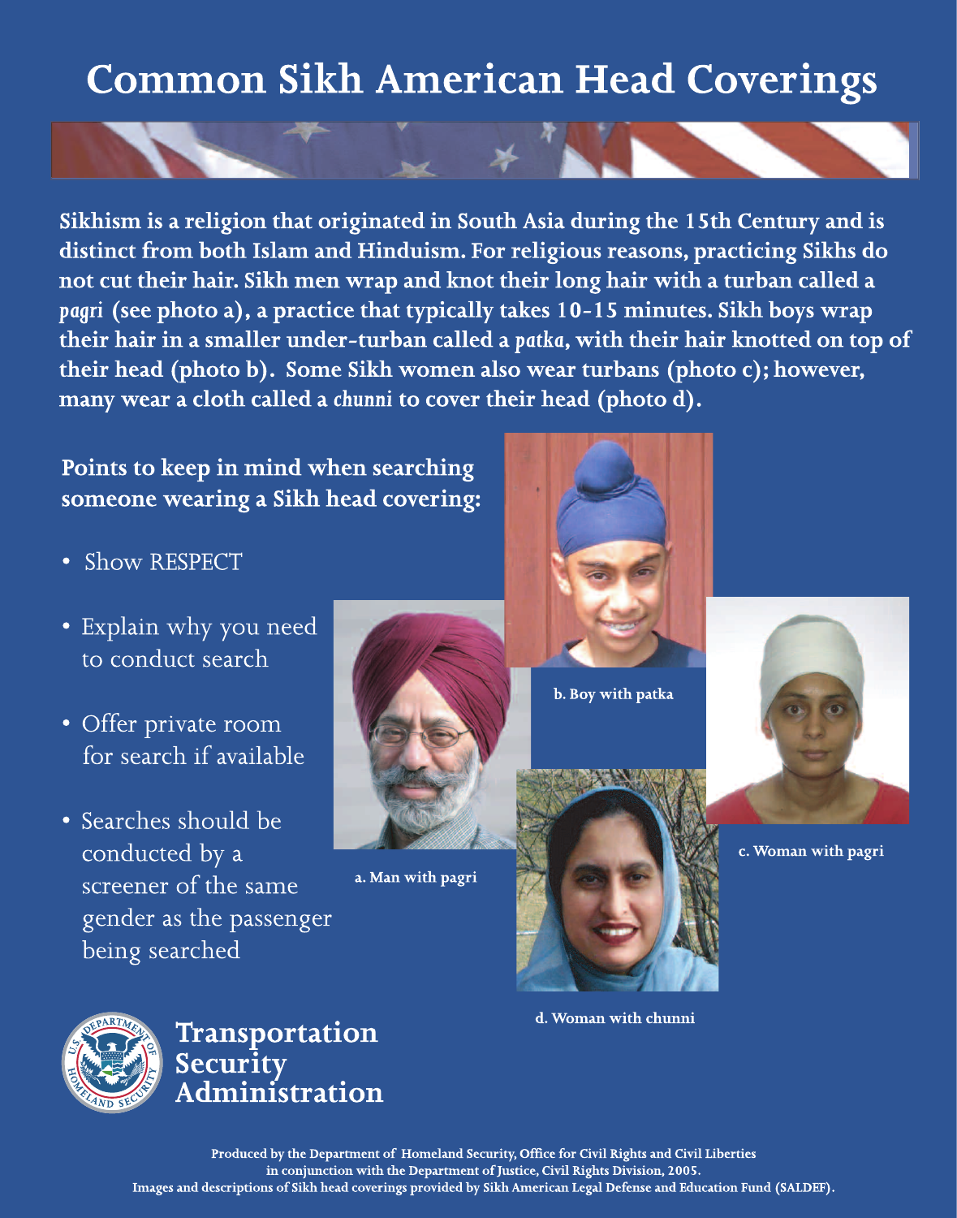# Common Sikh American Head Coverings

**Sikhism is a religion that originated in South Asia during the 15th Century and is distinct from both Islam and Hinduism. For religious reasons, practicing Sikhs do not cut their hair. Sikh men wrap and knot their long hair with a turban called a *pagri* (see photo a), a practice that typically takes 10-15 minutes. Sikh boys wrap their hair in a smaller under-turban called a *patka*, with their hair knotted on top of their head (photo b). Some Sikh women also wear turbans (photo c); however, many wear a cloth called a *chunni* to cover their head (photo d).**

**Points to keep in mind when searching someone wearing a Sikh head covering:**

- Show RESPECT
- Explain why you need to conduct search
- Offer private room for search if available
- Searches should be conducted by a screener of the same gender as the passenger being searched

**a. Man with pagri**

**b. Boy with patka**

**c. Woman with pagri**

**d. Woman with chunni**

**Transportation Security Administration**

**Produced by the Department of Homeland Security, Office for Civil Rights and Civil Liberties in conjunction with the Department of Justice, Civil Rights Division, 2005.**
**Images and descriptions of Sikh head coverings provided by Sikh American Legal Defense and Education Fund (SALDEF).**